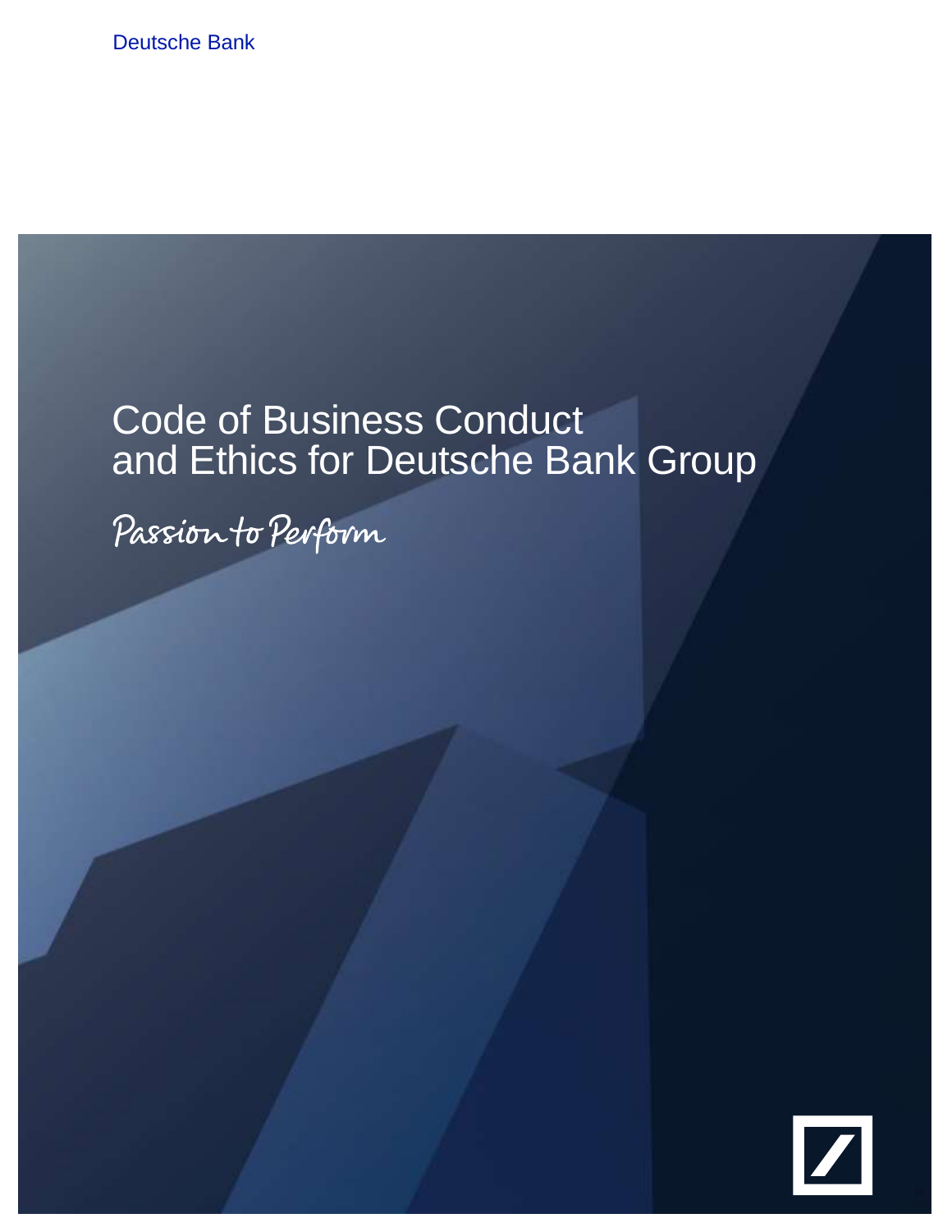Deutsche Bank

# Code of Business Conduct and Ethics for Deutsche Bank Group

*Passion to Perform*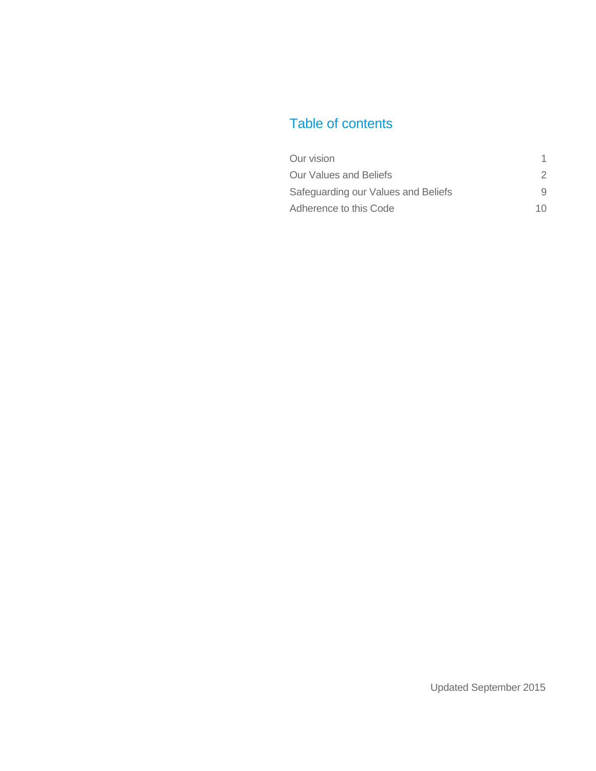## Table of contents

| | |
|---|---|
| Our vision | 1 |
| Our Values and Beliefs | 2 |
| Safeguarding our Values and Beliefs | 9 |
| Adherence to this Code | 10 |

Updated September 2015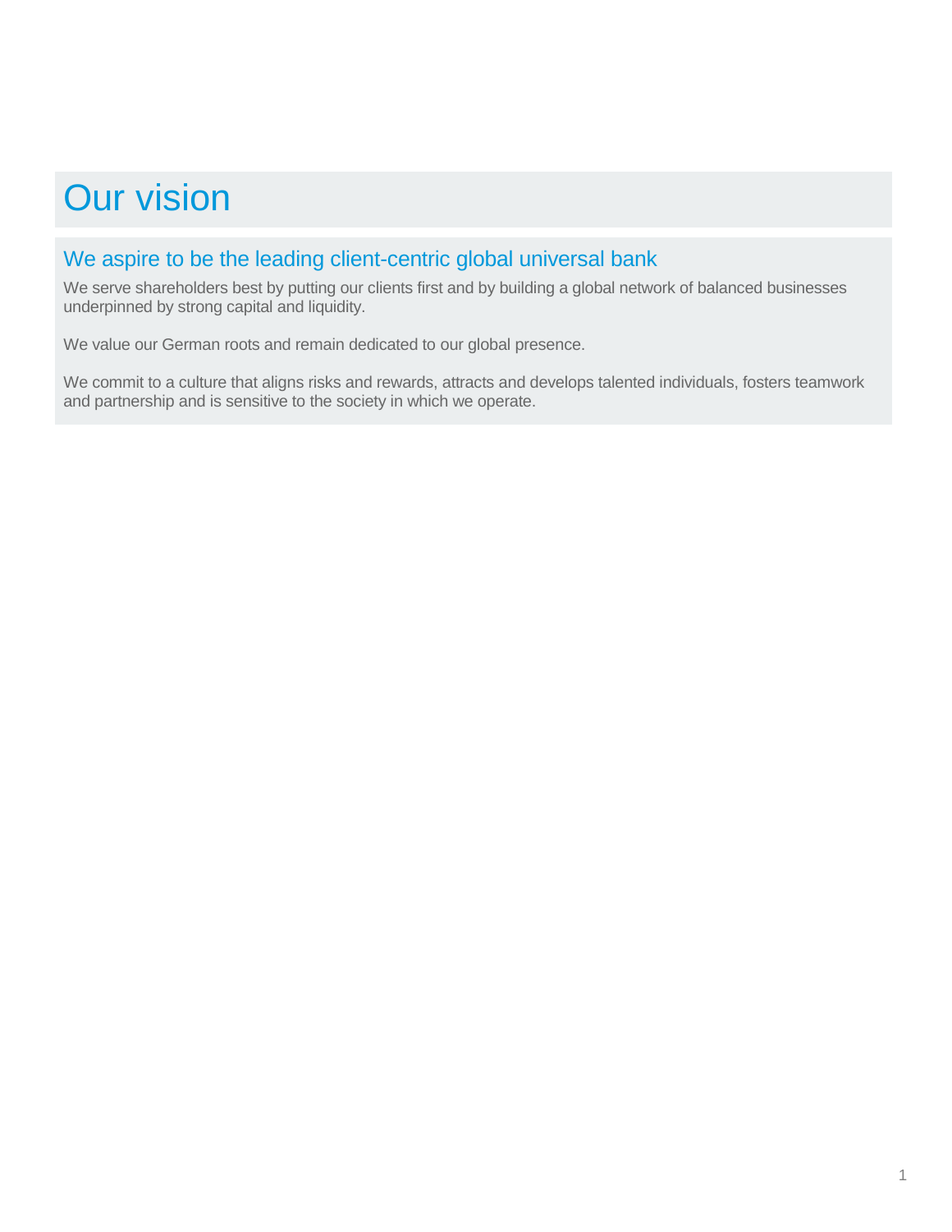# Our vision

## We aspire to be the leading client-centric global universal bank

We serve shareholders best by putting our clients first and by building a global network of balanced businesses underpinned by strong capital and liquidity.

We value our German roots and remain dedicated to our global presence.

We commit to a culture that aligns risks and rewards, attracts and develops talented individuals, fosters teamwork and partnership and is sensitive to the society in which we operate.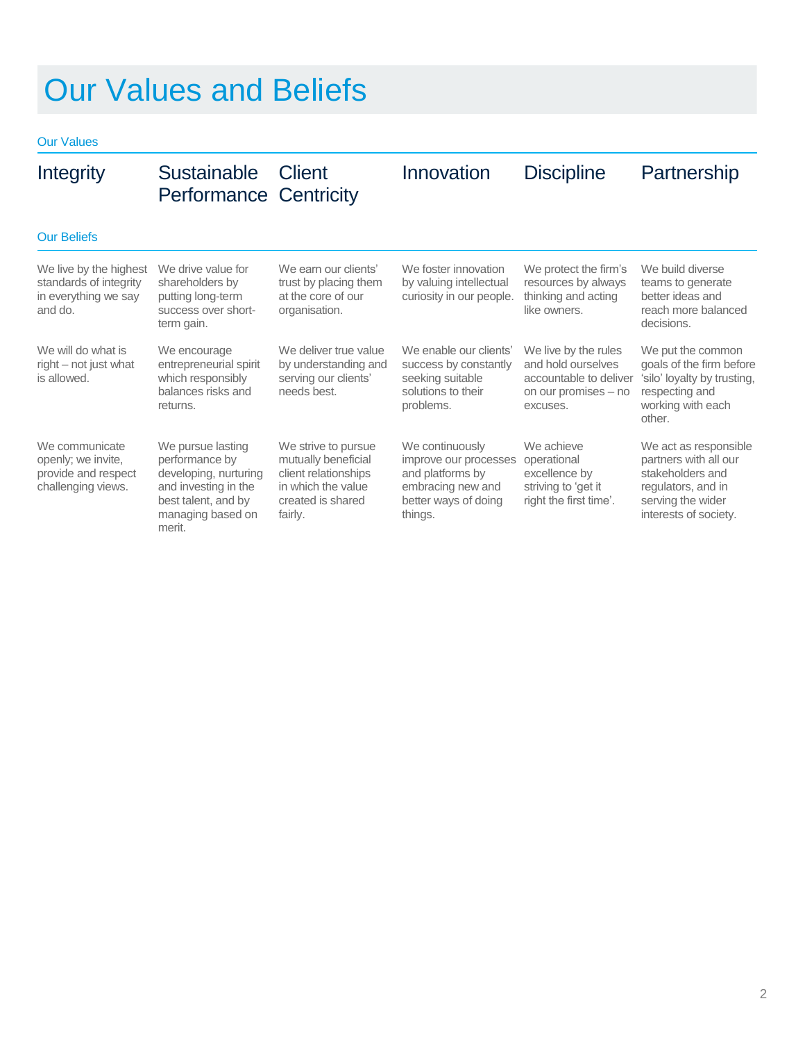# Our Values and Beliefs

## Our Values

| Integrity | Sustainable Performance | Client Centricity | Innovation | Discipline | Partnership |
|---|---|---|---|---|---|

## Our Beliefs

| Integrity | Sustainable Performance | Client Centricity | Innovation | Discipline | Partnership |
|---|---|---|---|---|---|
| We live by the highest standards of integrity in everything we say and do. | We drive value for shareholders by putting long-term success over short-term gain. | We earn our clients' trust by placing them at the core of our organisation. | We foster innovation by valuing intellectual curiosity in our people. | We protect the firm's resources by always thinking and acting like owners. | We build diverse teams to generate better ideas and reach more balanced decisions. |
| We will do what is right – not just what is allowed. | We encourage entrepreneurial spirit which responsibly balances risks and returns. | We deliver true value by understanding and serving our clients' needs best. | We enable our clients' success by constantly seeking suitable solutions to their problems. | We live by the rules and hold ourselves accountable to deliver on our promises – no excuses. | We put the common goals of the firm before 'silo' loyalty by trusting, respecting and working with each other. |
| We communicate openly; we invite, provide and respect challenging views. | We pursue lasting performance by developing, nurturing and investing in the best talent, and by managing based on merit. | We strive to pursue mutually beneficial client relationships in which the value created is shared fairly. | We continuously improve our processes and platforms by embracing new and better ways of doing things. | We achieve operational excellence by striving to 'get it right the first time'. | We act as responsible partners with all our stakeholders and regulators, and in serving the wider interests of society. |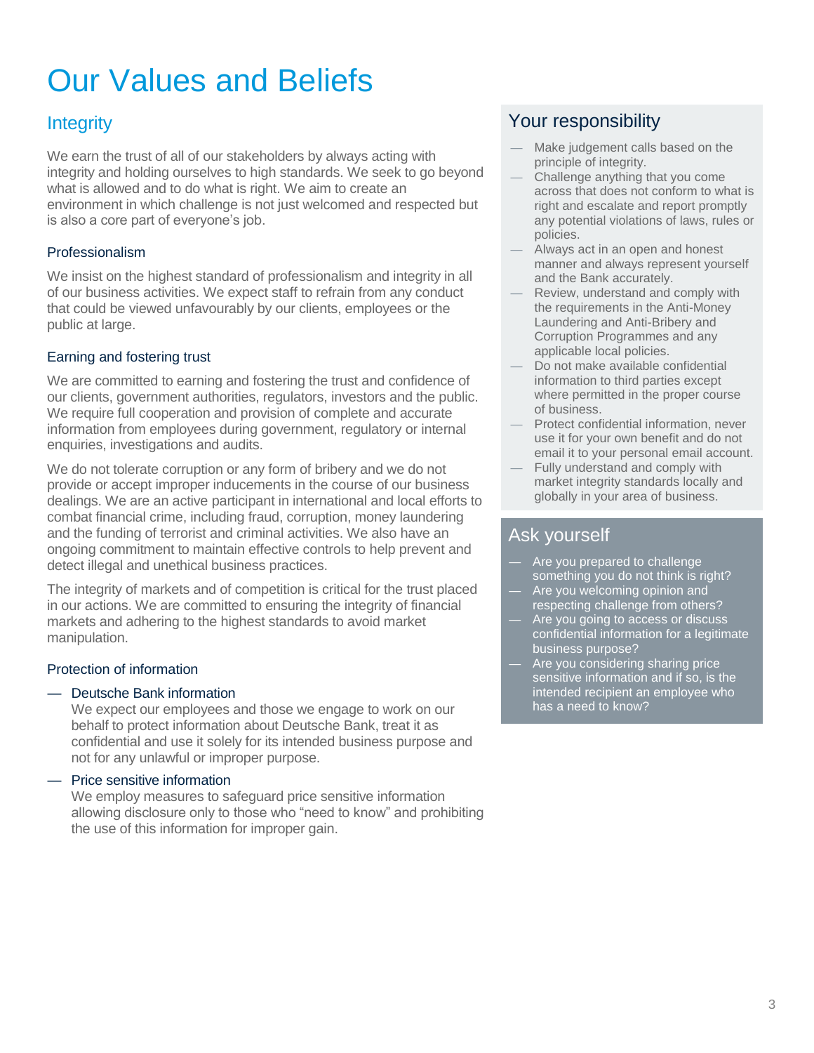# Our Values and Beliefs

## Integrity

We earn the trust of all of our stakeholders by always acting with integrity and holding ourselves to high standards. We seek to go beyond what is allowed and to do what is right. We aim to create an environment in which challenge is not just welcomed and respected but is also a core part of everyone's job.

### Professionalism

We insist on the highest standard of professionalism and integrity in all of our business activities. We expect staff to refrain from any conduct that could be viewed unfavourably by our clients, employees or the public at large.

### Earning and fostering trust

We are committed to earning and fostering the trust and confidence of our clients, government authorities, regulators, investors and the public. We require full cooperation and provision of complete and accurate information from employees during government, regulatory or internal enquiries, investigations and audits.

We do not tolerate corruption or any form of bribery and we do not provide or accept improper inducements in the course of our business dealings. We are an active participant in international and local efforts to combat financial crime, including fraud, corruption, money laundering and the funding of terrorist and criminal activities. We also have an ongoing commitment to maintain effective controls to help prevent and detect illegal and unethical business practices.

The integrity of markets and of competition is critical for the trust placed in our actions. We are committed to ensuring the integrity of financial markets and adhering to the highest standards to avoid market manipulation.

### Protection of information

— Deutsche Bank information
  We expect our employees and those we engage to work on our behalf to protect information about Deutsche Bank, treat it as confidential and use it solely for its intended business purpose and not for any unlawful or improper purpose.

— Price sensitive information
  We employ measures to safeguard price sensitive information allowing disclosure only to those who "need to know" and prohibiting the use of this information for improper gain.

## Your responsibility

— Make judgement calls based on the principle of integrity.
— Challenge anything that you come across that does not conform to what is right and escalate and report promptly any potential violations of laws, rules or policies.
— Always act in an open and honest manner and always represent yourself and the Bank accurately.
— Review, understand and comply with the requirements in the Anti-Money Laundering and Anti-Bribery and Corruption Programmes and any applicable local policies.
— Do not make available confidential information to third parties except where permitted in the proper course of business.
— Protect confidential information, never use it for your own benefit and do not email it to your personal email account.
— Fully understand and comply with market integrity standards locally and globally in your area of business.

## Ask yourself

— Are you prepared to challenge something you do not think is right?
— Are you welcoming opinion and respecting challenge from others?
— Are you going to access or discuss confidential information for a legitimate business purpose?
— Are you considering sharing price sensitive information and if so, is the intended recipient an employee who has a need to know?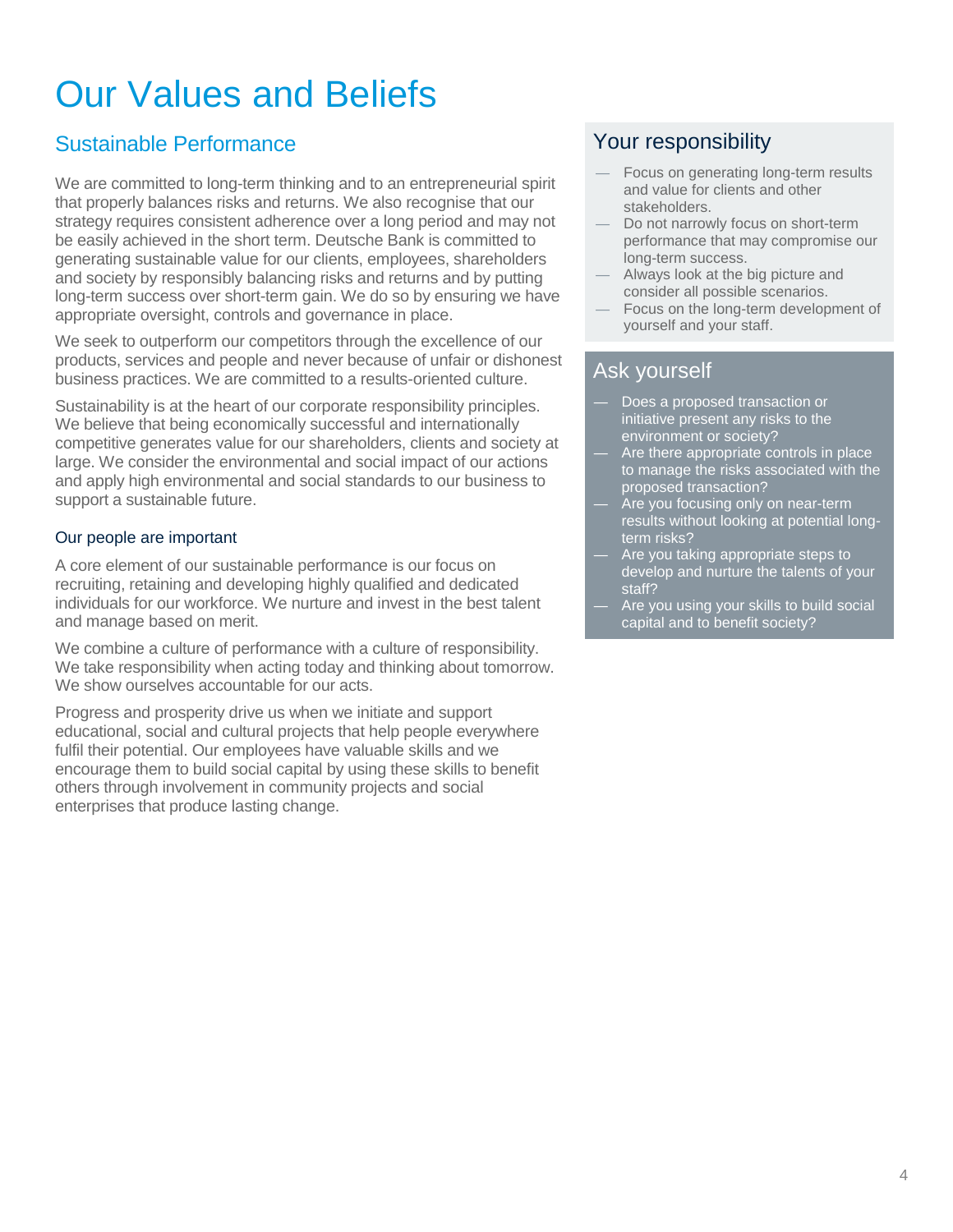# Our Values and Beliefs

## Sustainable Performance

We are committed to long-term thinking and to an entrepreneurial spirit that properly balances risks and returns. We also recognise that our strategy requires consistent adherence over a long period and may not be easily achieved in the short term. Deutsche Bank is committed to generating sustainable value for our clients, employees, shareholders and society by responsibly balancing risks and returns and by putting long-term success over short-term gain. We do so by ensuring we have appropriate oversight, controls and governance in place.

We seek to outperform our competitors through the excellence of our products, services and people and never because of unfair or dishonest business practices. We are committed to a results-oriented culture.

Sustainability is at the heart of our corporate responsibility principles. We believe that being economically successful and internationally competitive generates value for our shareholders, clients and society at large. We consider the environmental and social impact of our actions and apply high environmental and social standards to our business to support a sustainable future.

### Our people are important

A core element of our sustainable performance is our focus on recruiting, retaining and developing highly qualified and dedicated individuals for our workforce. We nurture and invest in the best talent and manage based on merit.

We combine a culture of performance with a culture of responsibility. We take responsibility when acting today and thinking about tomorrow. We show ourselves accountable for our acts.

Progress and prosperity drive us when we initiate and support educational, social and cultural projects that help people everywhere fulfil their potential. Our employees have valuable skills and we encourage them to build social capital by using these skills to benefit others through involvement in community projects and social enterprises that produce lasting change.

### Your responsibility

- Focus on generating long-term results and value for clients and other stakeholders.
- Do not narrowly focus on short-term performance that may compromise our long-term success.
- Always look at the big picture and consider all possible scenarios.
- Focus on the long-term development of yourself and your staff.

### Ask yourself

- Does a proposed transaction or initiative present any risks to the environment or society?
- Are there appropriate controls in place to manage the risks associated with the proposed transaction?
- Are you focusing only on near-term results without looking at potential long-term risks?
- Are you taking appropriate steps to develop and nurture the talents of your staff?
- Are you using your skills to build social capital and to benefit society?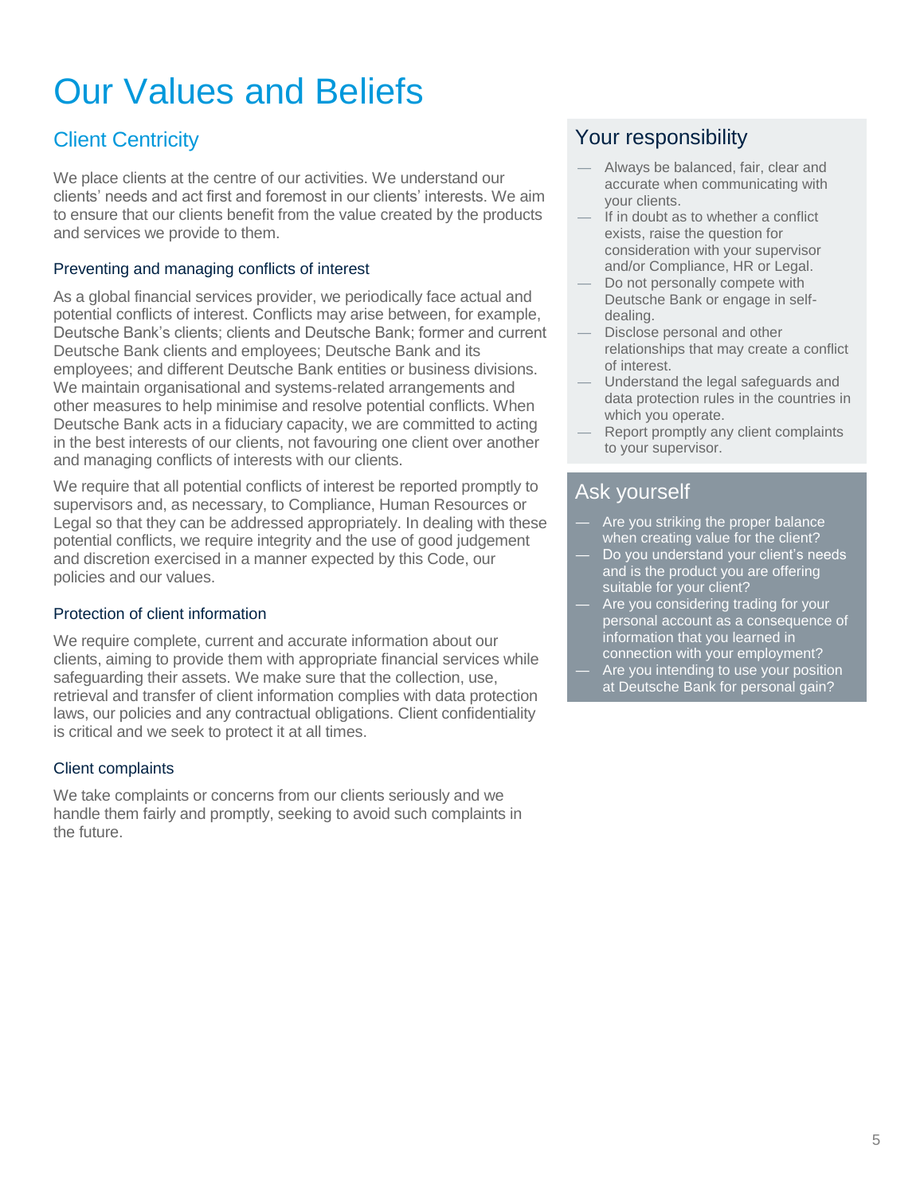# Our Values and Beliefs

## Client Centricity

We place clients at the centre of our activities. We understand our clients' needs and act first and foremost in our clients' interests. We aim to ensure that our clients benefit from the value created by the products and services we provide to them.

### Preventing and managing conflicts of interest

As a global financial services provider, we periodically face actual and potential conflicts of interest. Conflicts may arise between, for example, Deutsche Bank's clients; clients and Deutsche Bank; former and current Deutsche Bank clients and employees; Deutsche Bank and its employees; and different Deutsche Bank entities or business divisions. We maintain organisational and systems-related arrangements and other measures to help minimise and resolve potential conflicts. When Deutsche Bank acts in a fiduciary capacity, we are committed to acting in the best interests of our clients, not favouring one client over another and managing conflicts of interests with our clients.

We require that all potential conflicts of interest be reported promptly to supervisors and, as necessary, to Compliance, Human Resources or Legal so that they can be addressed appropriately. In dealing with these potential conflicts, we require integrity and the use of good judgement and discretion exercised in a manner expected by this Code, our policies and our values.

### Protection of client information

We require complete, current and accurate information about our clients, aiming to provide them with appropriate financial services while safeguarding their assets. We make sure that the collection, use, retrieval and transfer of client information complies with data protection laws, our policies and any contractual obligations. Client confidentiality is critical and we seek to protect it at all times.

### Client complaints

We take complaints or concerns from our clients seriously and we handle them fairly and promptly, seeking to avoid such complaints in the future.

## Your responsibility

- Always be balanced, fair, clear and accurate when communicating with your clients.
- If in doubt as to whether a conflict exists, raise the question for consideration with your supervisor and/or Compliance, HR or Legal.
- Do not personally compete with Deutsche Bank or engage in self-dealing.
- Disclose personal and other relationships that may create a conflict of interest.
- Understand the legal safeguards and data protection rules in the countries in which you operate.
- Report promptly any client complaints to your supervisor.

## Ask yourself

- Are you striking the proper balance when creating value for the client?
- Do you understand your client's needs and is the product you are offering suitable for your client?
- Are you considering trading for your personal account as a consequence of information that you learned in connection with your employment?
- Are you intending to use your position at Deutsche Bank for personal gain?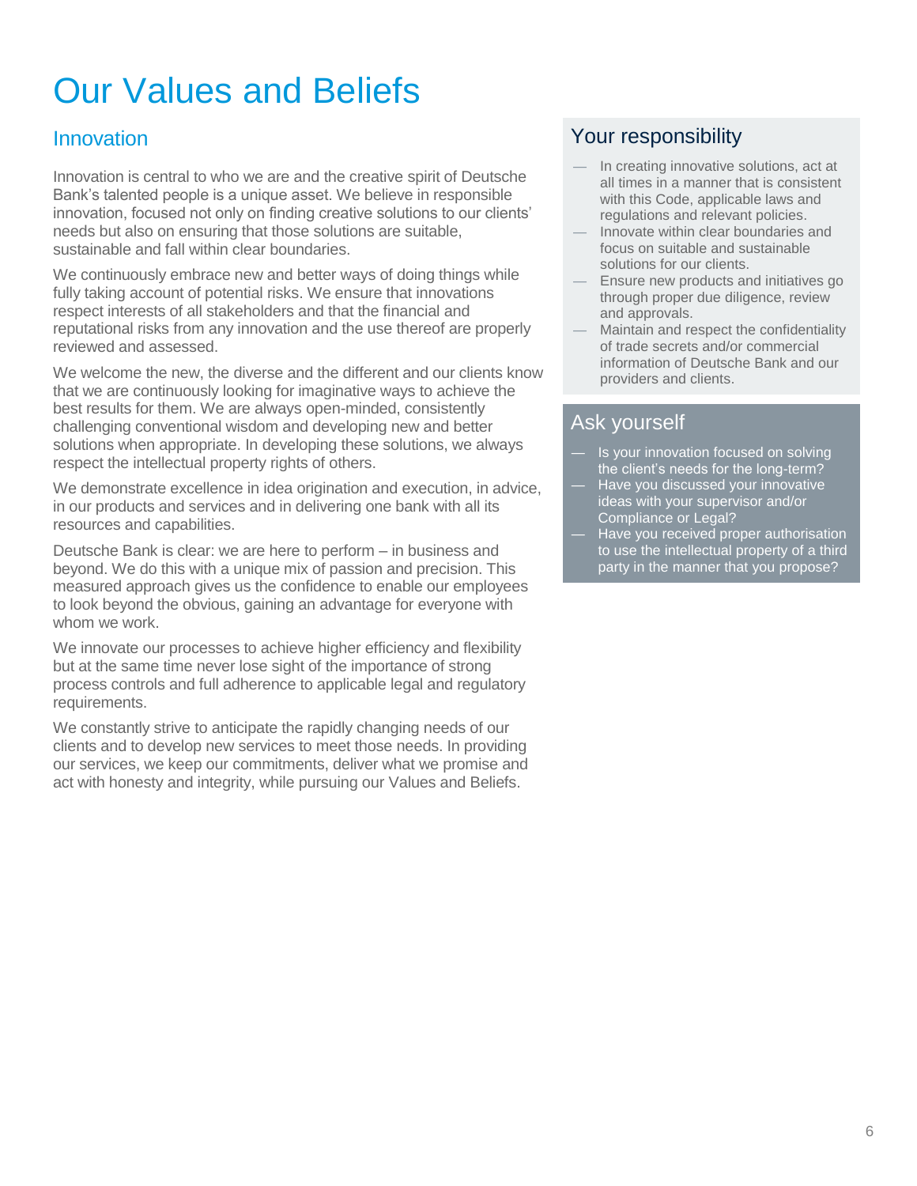# Our Values and Beliefs

## Innovation

Innovation is central to who we are and the creative spirit of Deutsche Bank's talented people is a unique asset. We believe in responsible innovation, focused not only on finding creative solutions to our clients' needs but also on ensuring that those solutions are suitable, sustainable and fall within clear boundaries.

We continuously embrace new and better ways of doing things while fully taking account of potential risks. We ensure that innovations respect interests of all stakeholders and that the financial and reputational risks from any innovation and the use thereof are properly reviewed and assessed.

We welcome the new, the diverse and the different and our clients know that we are continuously looking for imaginative ways to achieve the best results for them. We are always open-minded, consistently challenging conventional wisdom and developing new and better solutions when appropriate. In developing these solutions, we always respect the intellectual property rights of others.

We demonstrate excellence in idea origination and execution, in advice, in our products and services and in delivering one bank with all its resources and capabilities.

Deutsche Bank is clear: we are here to perform – in business and beyond. We do this with a unique mix of passion and precision. This measured approach gives us the confidence to enable our employees to look beyond the obvious, gaining an advantage for everyone with whom we work.

We innovate our processes to achieve higher efficiency and flexibility but at the same time never lose sight of the importance of strong process controls and full adherence to applicable legal and regulatory requirements.

We constantly strive to anticipate the rapidly changing needs of our clients and to develop new services to meet those needs. In providing our services, we keep our commitments, deliver what we promise and act with honesty and integrity, while pursuing our Values and Beliefs.

### Your responsibility

- In creating innovative solutions, act at all times in a manner that is consistent with this Code, applicable laws and regulations and relevant policies.
- Innovate within clear boundaries and focus on suitable and sustainable solutions for our clients.
- Ensure new products and initiatives go through proper due diligence, review and approvals.
- Maintain and respect the confidentiality of trade secrets and/or commercial information of Deutsche Bank and our providers and clients.

### Ask yourself

- Is your innovation focused on solving the client's needs for the long-term?
- Have you discussed your innovative ideas with your supervisor and/or Compliance or Legal?
- Have you received proper authorisation to use the intellectual property of a third party in the manner that you propose?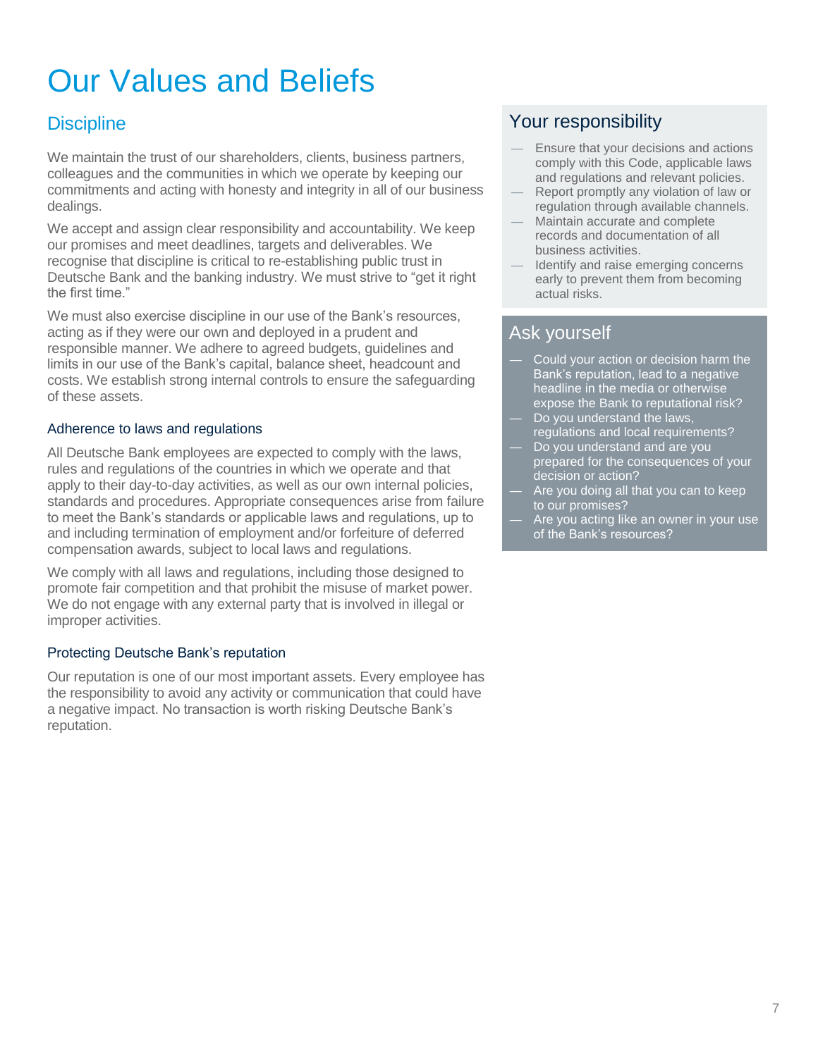# Our Values and Beliefs

## Discipline

We maintain the trust of our shareholders, clients, business partners, colleagues and the communities in which we operate by keeping our commitments and acting with honesty and integrity in all of our business dealings.

We accept and assign clear responsibility and accountability. We keep our promises and meet deadlines, targets and deliverables. We recognise that discipline is critical to re-establishing public trust in Deutsche Bank and the banking industry. We must strive to "get it right the first time."

We must also exercise discipline in our use of the Bank's resources, acting as if they were our own and deployed in a prudent and responsible manner. We adhere to agreed budgets, guidelines and limits in our use of the Bank's capital, balance sheet, headcount and costs. We establish strong internal controls to ensure the safeguarding of these assets.

### Adherence to laws and regulations

All Deutsche Bank employees are expected to comply with the laws, rules and regulations of the countries in which we operate and that apply to their day-to-day activities, as well as our own internal policies, standards and procedures. Appropriate consequences arise from failure to meet the Bank's standards or applicable laws and regulations, up to and including termination of employment and/or forfeiture of deferred compensation awards, subject to local laws and regulations.

We comply with all laws and regulations, including those designed to promote fair competition and that prohibit the misuse of market power. We do not engage with any external party that is involved in illegal or improper activities.

### Protecting Deutsche Bank's reputation

Our reputation is one of our most important assets. Every employee has the responsibility to avoid any activity or communication that could have a negative impact. No transaction is worth risking Deutsche Bank's reputation.

## Your responsibility

- Ensure that your decisions and actions comply with this Code, applicable laws and regulations and relevant policies.
- Report promptly any violation of law or regulation through available channels.
- Maintain accurate and complete records and documentation of all business activities.
- Identify and raise emerging concerns early to prevent them from becoming actual risks.

## Ask yourself

- Could your action or decision harm the Bank's reputation, lead to a negative headline in the media or otherwise expose the Bank to reputational risk?
- Do you understand the laws, regulations and local requirements?
- Do you understand and are you prepared for the consequences of your decision or action?
- Are you doing all that you can to keep to our promises?
- Are you acting like an owner in your use of the Bank's resources?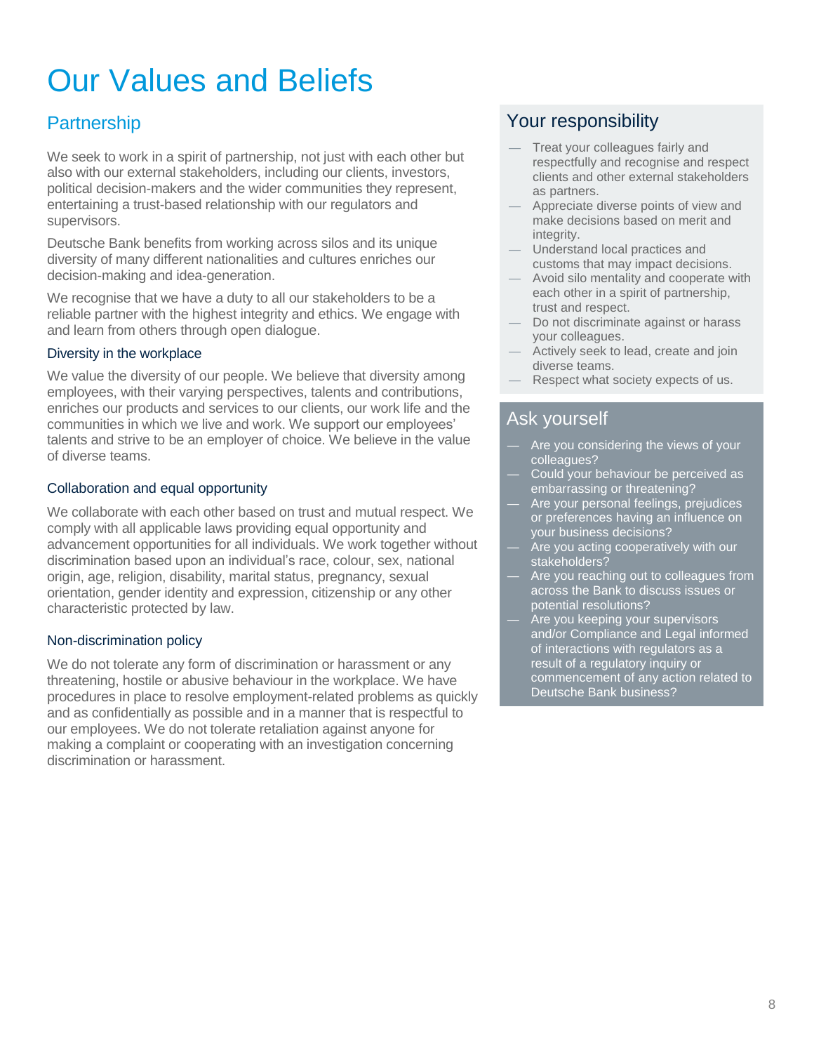# Our Values and Beliefs

## Partnership

We seek to work in a spirit of partnership, not just with each other but also with our external stakeholders, including our clients, investors, political decision-makers and the wider communities they represent, entertaining a trust-based relationship with our regulators and supervisors.

Deutsche Bank benefits from working across silos and its unique diversity of many different nationalities and cultures enriches our decision-making and idea-generation.

We recognise that we have a duty to all our stakeholders to be a reliable partner with the highest integrity and ethics. We engage with and learn from others through open dialogue.

### Diversity in the workplace

We value the diversity of our people. We believe that diversity among employees, with their varying perspectives, talents and contributions, enriches our products and services to our clients, our work life and the communities in which we live and work. We support our employees' talents and strive to be an employer of choice. We believe in the value of diverse teams.

### Collaboration and equal opportunity

We collaborate with each other based on trust and mutual respect. We comply with all applicable laws providing equal opportunity and advancement opportunities for all individuals. We work together without discrimination based upon an individual's race, colour, sex, national origin, age, religion, disability, marital status, pregnancy, sexual orientation, gender identity and expression, citizenship or any other characteristic protected by law.

### Non-discrimination policy

We do not tolerate any form of discrimination or harassment or any threatening, hostile or abusive behaviour in the workplace. We have procedures in place to resolve employment-related problems as quickly and as confidentially as possible and in a manner that is respectful to our employees. We do not tolerate retaliation against anyone for making a complaint or cooperating with an investigation concerning discrimination or harassment.

## Your responsibility

- Treat your colleagues fairly and respectfully and recognise and respect clients and other external stakeholders as partners.
- Appreciate diverse points of view and make decisions based on merit and integrity.
- Understand local practices and customs that may impact decisions.
- Avoid silo mentality and cooperate with each other in a spirit of partnership, trust and respect.
- Do not discriminate against or harass your colleagues.
- Actively seek to lead, create and join diverse teams.
- Respect what society expects of us.

## Ask yourself

- Are you considering the views of your colleagues?
- Could your behaviour be perceived as embarrassing or threatening?
- Are your personal feelings, prejudices or preferences having an influence on your business decisions?
- Are you acting cooperatively with our stakeholders?
- Are you reaching out to colleagues from across the Bank to discuss issues or potential resolutions?
- Are you keeping your supervisors and/or Compliance and Legal informed of interactions with regulators as a result of a regulatory inquiry or commencement of any action related to Deutsche Bank business?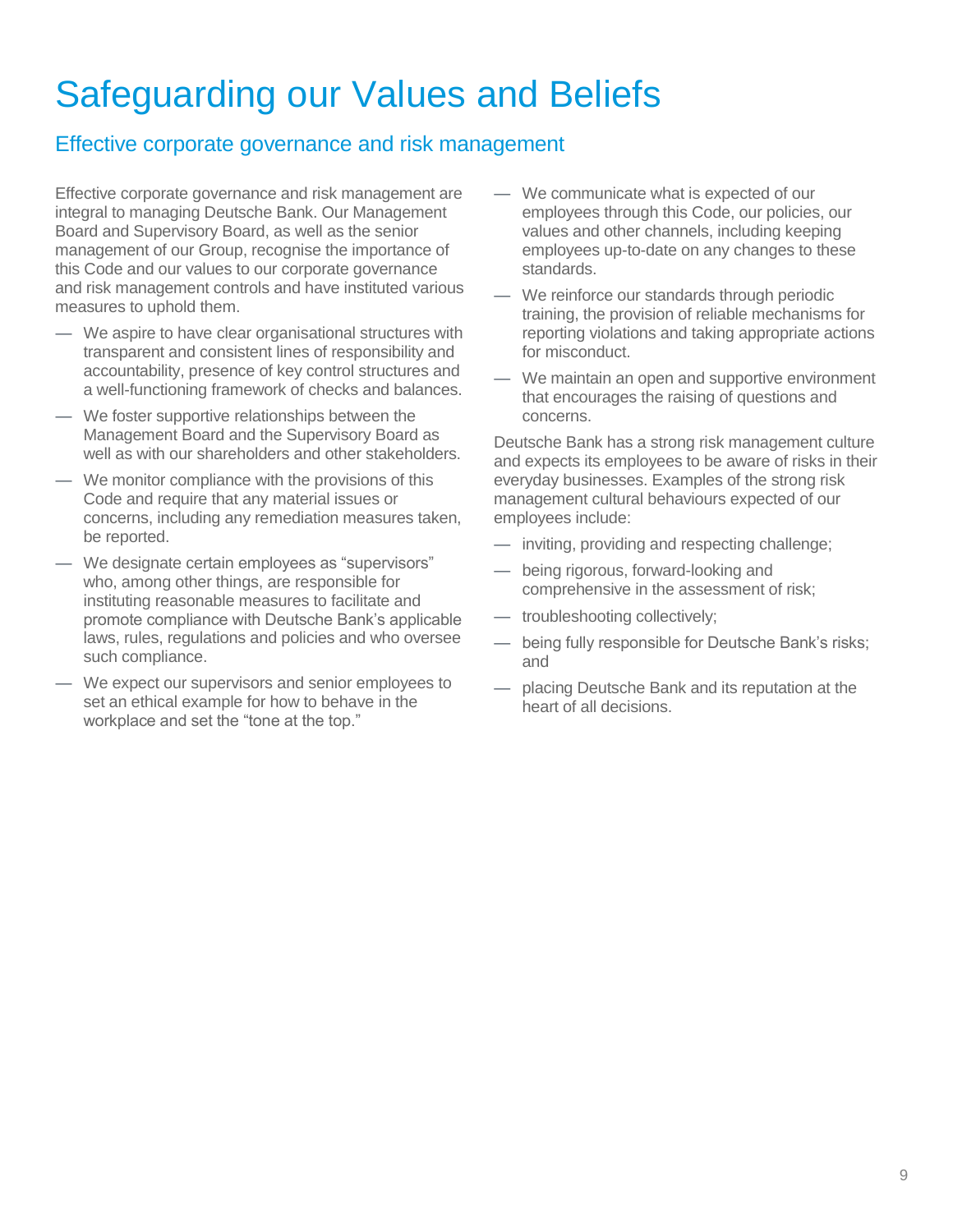# Safeguarding our Values and Beliefs

## Effective corporate governance and risk management

Effective corporate governance and risk management are integral to managing Deutsche Bank. Our Management Board and Supervisory Board, as well as the senior management of our Group, recognise the importance of this Code and our values to our corporate governance and risk management controls and have instituted various measures to uphold them.

- We aspire to have clear organisational structures with transparent and consistent lines of responsibility and accountability, presence of key control structures and a well-functioning framework of checks and balances.
- We foster supportive relationships between the Management Board and the Supervisory Board as well as with our shareholders and other stakeholders.
- We monitor compliance with the provisions of this Code and require that any material issues or concerns, including any remediation measures taken, be reported.
- We designate certain employees as "supervisors" who, among other things, are responsible for instituting reasonable measures to facilitate and promote compliance with Deutsche Bank's applicable laws, rules, regulations and policies and who oversee such compliance.
- We expect our supervisors and senior employees to set an ethical example for how to behave in the workplace and set the "tone at the top."
- We communicate what is expected of our employees through this Code, our policies, our values and other channels, including keeping employees up-to-date on any changes to these standards.
- We reinforce our standards through periodic training, the provision of reliable mechanisms for reporting violations and taking appropriate actions for misconduct.
- We maintain an open and supportive environment that encourages the raising of questions and concerns.

Deutsche Bank has a strong risk management culture and expects its employees to be aware of risks in their everyday businesses. Examples of the strong risk management cultural behaviours expected of our employees include:

- inviting, providing and respecting challenge;
- being rigorous, forward-looking and comprehensive in the assessment of risk;
- troubleshooting collectively;
- being fully responsible for Deutsche Bank's risks; and
- placing Deutsche Bank and its reputation at the heart of all decisions.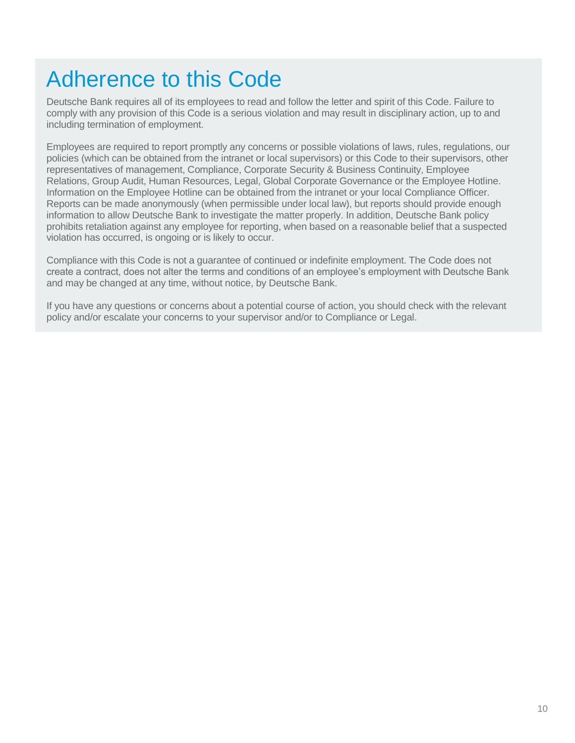# Adherence to this Code

Deutsche Bank requires all of its employees to read and follow the letter and spirit of this Code. Failure to comply with any provision of this Code is a serious violation and may result in disciplinary action, up to and including termination of employment.

Employees are required to report promptly any concerns or possible violations of laws, rules, regulations, our policies (which can be obtained from the intranet or local supervisors) or this Code to their supervisors, other representatives of management, Compliance, Corporate Security & Business Continuity, Employee Relations, Group Audit, Human Resources, Legal, Global Corporate Governance or the Employee Hotline. Information on the Employee Hotline can be obtained from the intranet or your local Compliance Officer. Reports can be made anonymously (when permissible under local law), but reports should provide enough information to allow Deutsche Bank to investigate the matter properly. In addition, Deutsche Bank policy prohibits retaliation against any employee for reporting, when based on a reasonable belief that a suspected violation has occurred, is ongoing or is likely to occur.

Compliance with this Code is not a guarantee of continued or indefinite employment. The Code does not create a contract, does not alter the terms and conditions of an employee's employment with Deutsche Bank and may be changed at any time, without notice, by Deutsche Bank.

If you have any questions or concerns about a potential course of action, you should check with the relevant policy and/or escalate your concerns to your supervisor and/or to Compliance or Legal.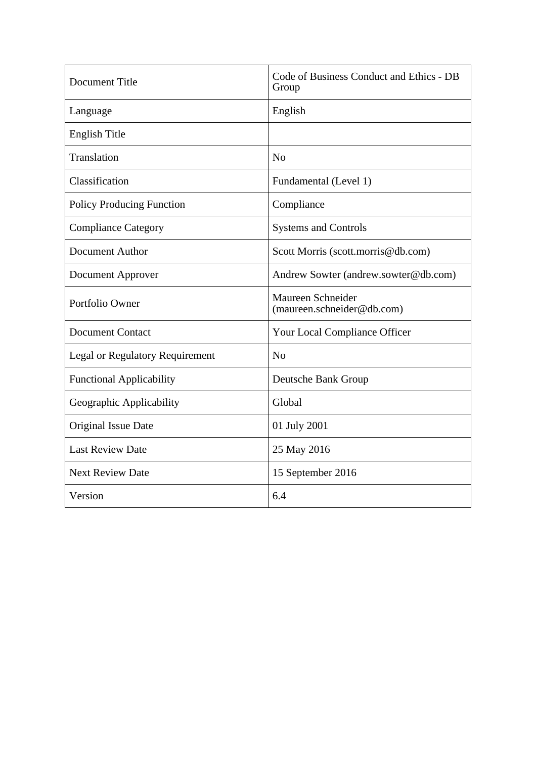| | |
|---|---|
| Document Title | Code of Business Conduct and Ethics - DB Group |
| Language | English |
| English Title | |
| Translation | No |
| Classification | Fundamental (Level 1) |
| Policy Producing Function | Compliance |
| Compliance Category | Systems and Controls |
| Document Author | Scott Morris (scott.morris@db.com) |
| Document Approver | Andrew Sowter (andrew.sowter@db.com) |
| Portfolio Owner | Maureen Schneider (maureen.schneider@db.com) |
| Document Contact | Your Local Compliance Officer |
| Legal or Regulatory Requirement | No |
| Functional Applicability | Deutsche Bank Group |
| Geographic Applicability | Global |
| Original Issue Date | 01 July 2001 |
| Last Review Date | 25 May 2016 |
| Next Review Date | 15 September 2016 |
| Version | 6.4 |